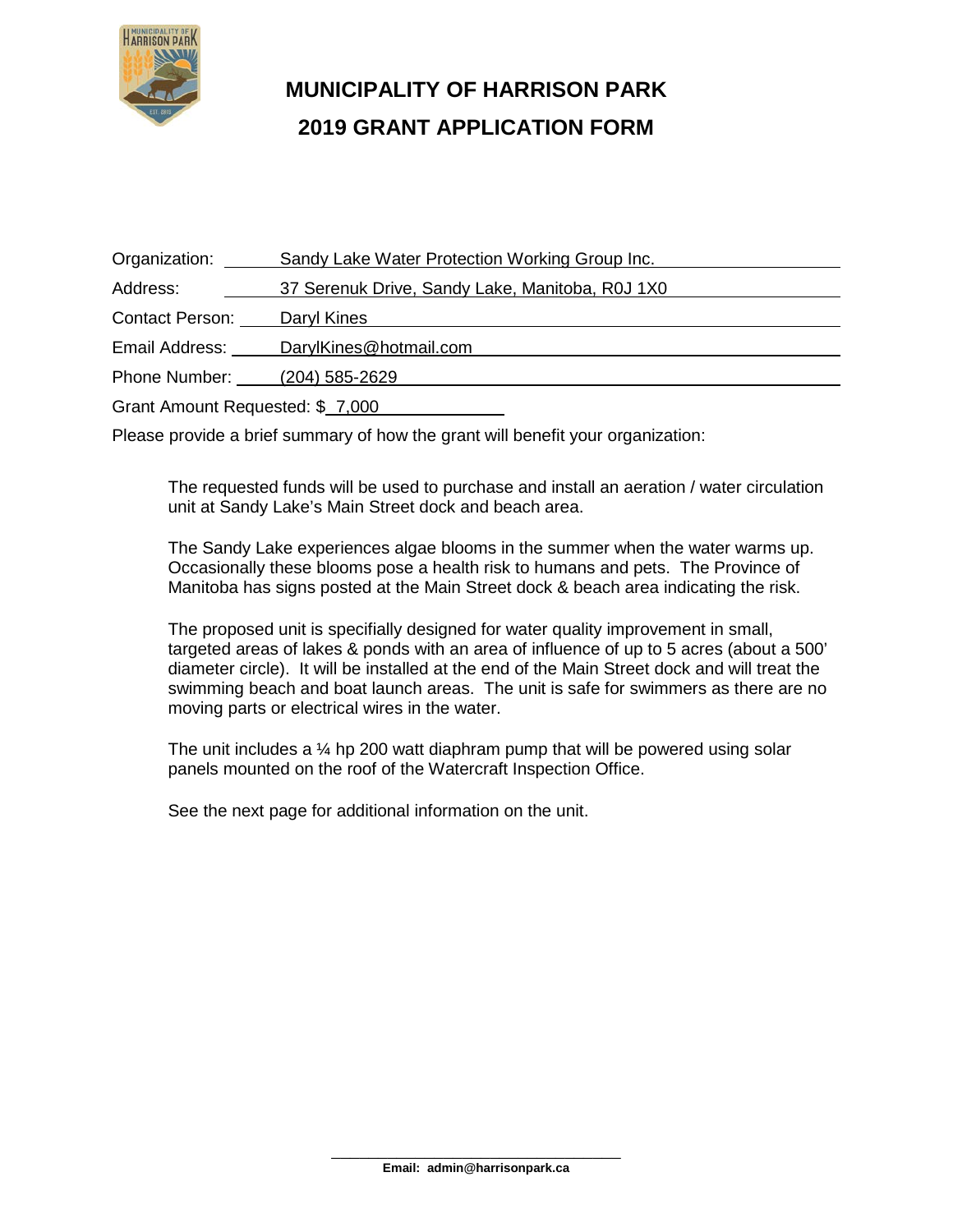# MUNICIPALITY OF HARRISON PARK

## 2019 GRANT APPLICATION FORM

Organization: Sandy Lake Water Protection Working Group Inc.

Address: 37 Serenuk Drive, Sandy Lake, Manitoba, R0J 1X0

Contact Person: Daryl Kines

Email Address: DarylKines@hotmail.com

Phone Number: (204) 585-2629

Grant Amount Requested: $ 7,000

Please provide a brief summary of how the grant will benefit your organization:

The requested funds will be used to purchase and install an aeration / water circulation unit at Sandy Lake's Main Street dock and beach area.

The Sandy Lake experiences algae blooms in the summer when the water warms up. Occasionally these blooms pose a health risk to humans and pets. The Province of Manitoba has signs posted at the Main Street dock & beach area indicating the risk.

The proposed unit is specifially designed for water quality improvement in small, targeted areas of lakes & ponds with an area of influence of up to 5 acres (about a 500' diameter circle). It will be installed at the end of the Main Street dock and will treat the swimming beach and boat launch areas. The unit is safe for swimmers as there are no moving parts or electrical wires in the water.

The unit includes a ¼ hp 200 watt diaphram pump that will be powered using solar panels mounted on the roof of the Watercraft Inspection Office.

See the next page for additional information on the unit.

**Email: admin@harrisonpark.ca**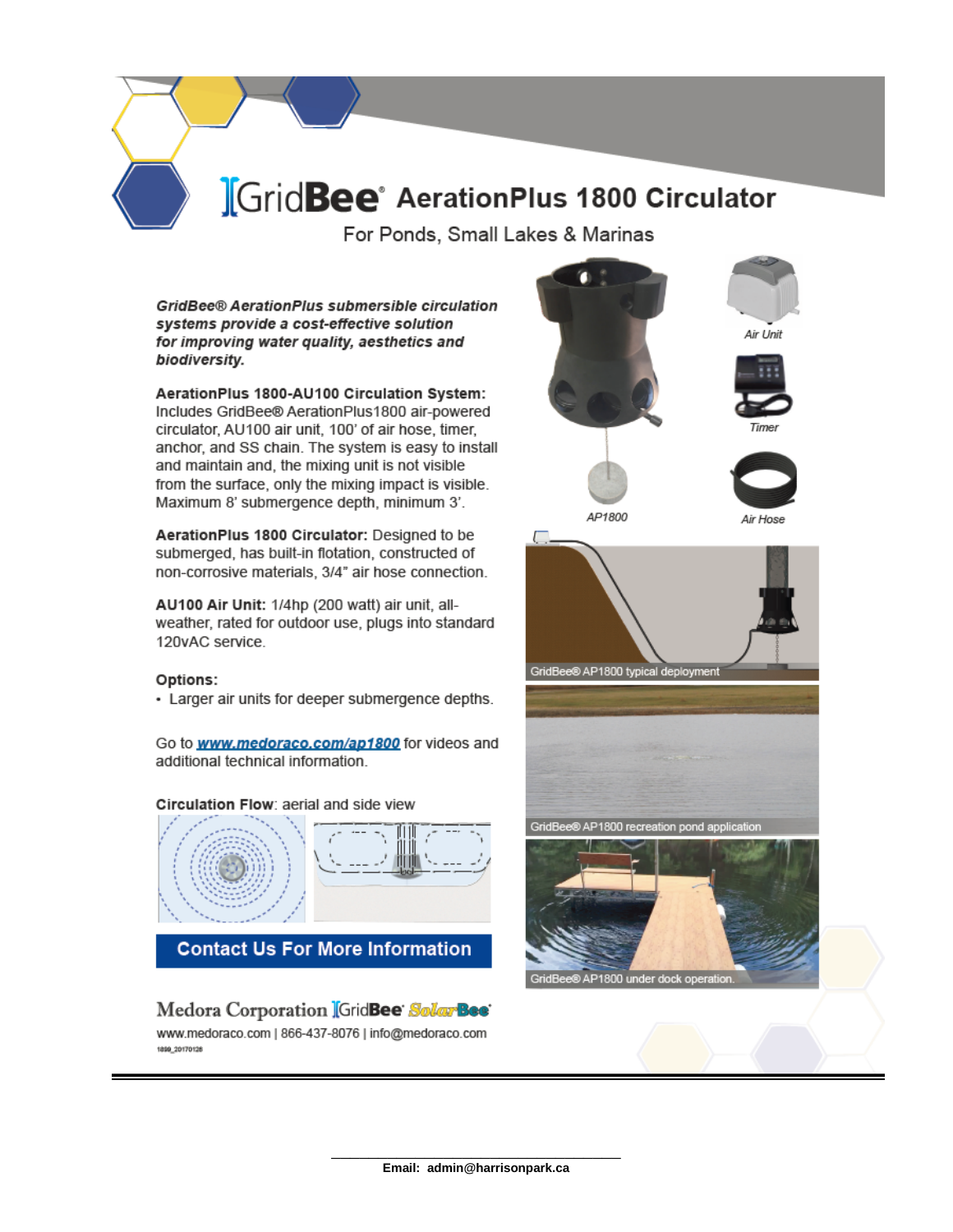# GridBee® AerationPlus 1800 Circulator

For Ponds, Small Lakes & Marinas

***GridBee® AerationPlus submersible circulation systems provide a cost-effective solution for improving water quality, aesthetics and biodiversity.***

**AerationPlus 1800-AU100 Circulation System:** Includes GridBee® AerationPlus1800 air-powered circulator, AU100 air unit, 100' of air hose, timer, anchor, and SS chain. The system is easy to install and maintain and, the mixing unit is not visible from the surface, only the mixing impact is visible. Maximum 8' submergence depth, minimum 3'.

**AerationPlus 1800 Circulator:** Designed to be submerged, has built-in flotation, constructed of non-corrosive materials, 3/4" air hose connection.

**AU100 Air Unit:** 1/4hp (200 watt) air unit, all-weather, rated for outdoor use, plugs into standard 120vAC service.

**Options:**

- Larger air units for deeper submergence depths.

Go to [www.medoraco.com/ap1800](www.medoraco.com/ap1800) for videos and additional technical information.

**Circulation Flow**: aerial and side view

*AP1800*

*Air Unit*

*Timer*

*Air Hose*

GridBee® AP1800 typical deployment

GridBee® AP1800 recreation pond application

GridBee® AP1800 under dock operation.

**Contact Us For More Information**

Medora Corporation GridBee SolarBee

www.medoraco.com | 866-437-8076 | info@medoraco.com

1899_20170128

**Email: admin@harrisonpark.ca**